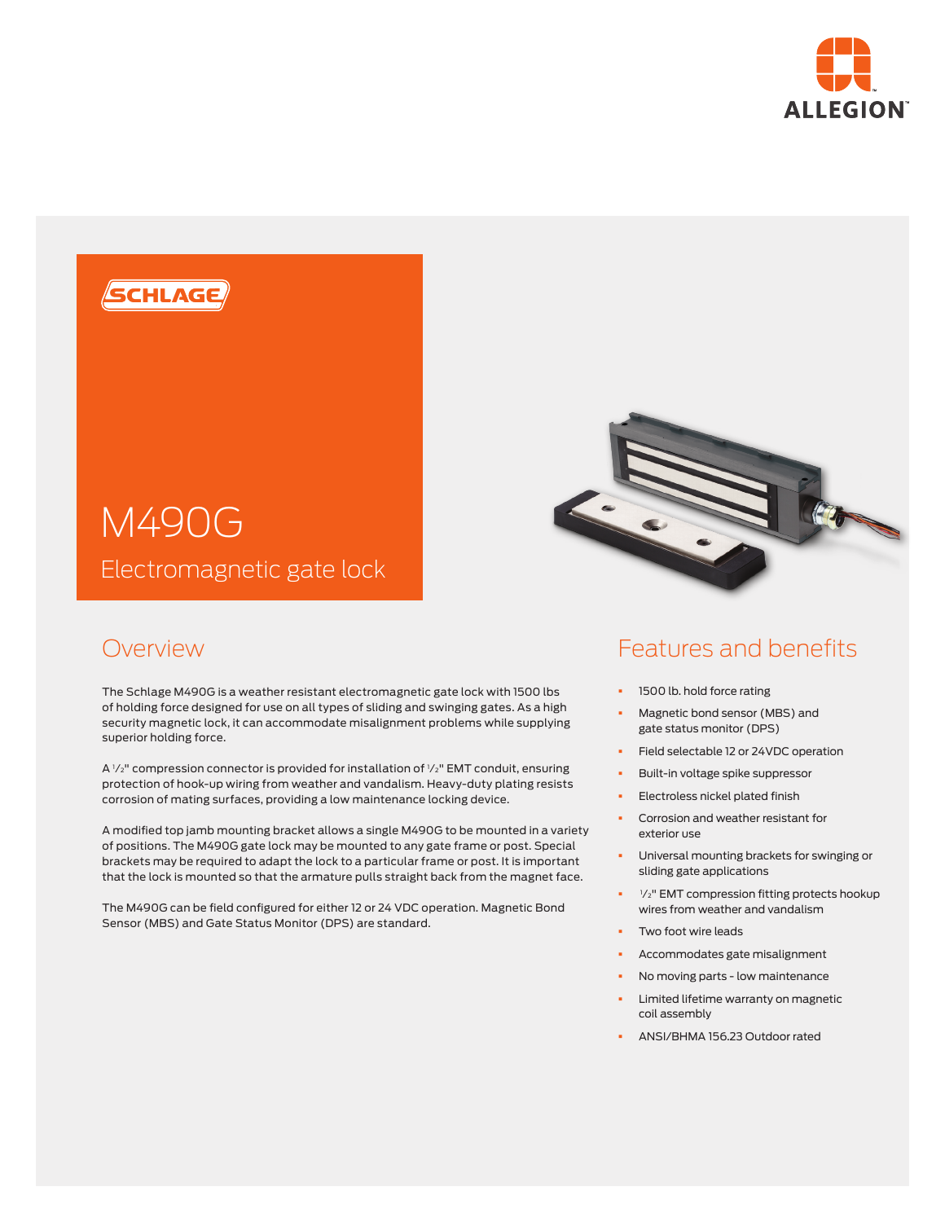# M490G

## Electromagnetic gate lock

## Overview

The Schlage M490G is a weather resistant electromagnetic gate lock with 1500 lbs of holding force designed for use on all types of sliding and swinging gates. As a high security magnetic lock, it can accommodate misalignment problems while supplying superior holding force.

A ½" compression connector is provided for installation of ½" EMT conduit, ensuring protection of hook-up wiring from weather and vandalism. Heavy-duty plating resists corrosion of mating surfaces, providing a low maintenance locking device.

A modified top jamb mounting bracket allows a single M490G to be mounted in a variety of positions. The M490G gate lock may be mounted to any gate frame or post. Special brackets may be required to adapt the lock to a particular frame or post. It is important that the lock is mounted so that the armature pulls straight back from the magnet face.

The M490G can be field configured for either 12 or 24 VDC operation. Magnetic Bond Sensor (MBS) and Gate Status Monitor (DPS) are standard.

## Features and benefits

- 1500 lb. hold force rating
- Magnetic bond sensor (MBS) and gate status monitor (DPS)
- Field selectable 12 or 24VDC operation
- Built-in voltage spike suppressor
- Electroless nickel plated finish
- Corrosion and weather resistant for exterior use
- Universal mounting brackets for swinging or sliding gate applications
- ½" EMT compression fitting protects hookup wires from weather and vandalism
- Two foot wire leads
- Accommodates gate misalignment
- No moving parts - low maintenance
- Limited lifetime warranty on magnetic coil assembly
- ANSI/BHMA 156.23 Outdoor rated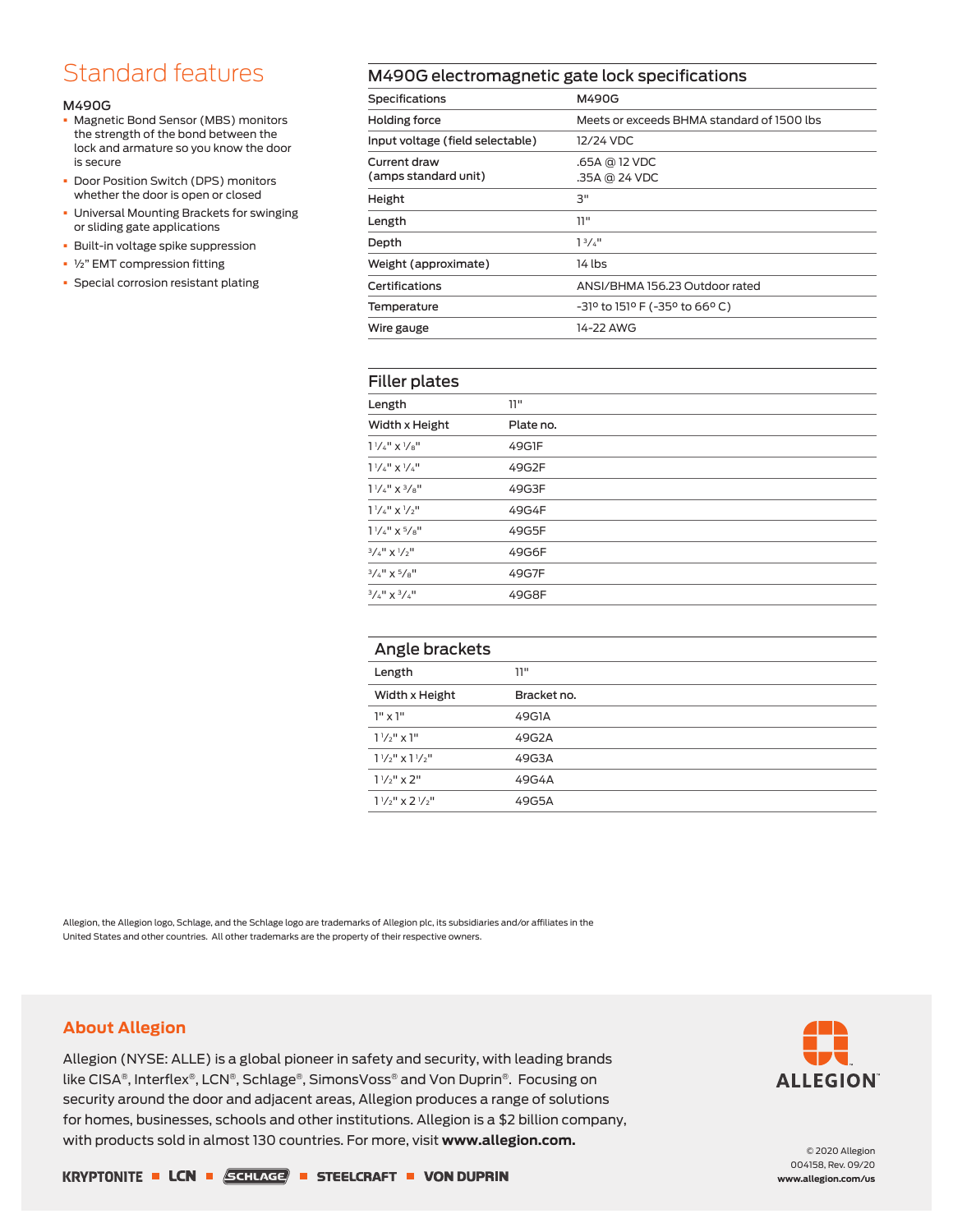## Standard features

### M490G

- Magnetic Bond Sensor (MBS) monitors the strength of the bond between the lock and armature so you know the door is secure
- Door Position Switch (DPS) monitors whether the door is open or closed
- Universal Mounting Brackets for swinging or sliding gate applications
- Built-in voltage spike suppression
- ½" EMT compression fitting
- Special corrosion resistant plating

## M490G electromagnetic gate lock specifications

| Specifications | M490G |
|---|---|
| Holding force | Meets or exceeds BHMA standard of 1500 lbs |
| Input voltage (field selectable) | 12/24 VDC |
| Current draw (amps standard unit) | .65A @ 12 VDC<br>.35A @ 24 VDC |
| Height | 3" |
| Length | 11" |
| Depth | 1 3/4" |
| Weight (approximate) | 14 lbs |
| Certifications | ANSI/BHMA 156.23 Outdoor rated |
| Temperature | -31º to 151º F (-35º to 66º C) |
| Wire gauge | 14-22 AWG |

## Filler plates

| Length | 11" |
|---|---|
| **Width x Height** | **Plate no.** |
| 1 1/4" x 1/8" | 49G1F |
| 1 1/4" x 1/4" | 49G2F |
| 1 1/4" x 3/8" | 49G3F |
| 1 1/4" x 1/2" | 49G4F |
| 1 1/4" x 5/8" | 49G5F |
| 3/4" x 1/2" | 49G6F |
| 3/4" x 5/8" | 49G7F |
| 3/4" x 3/4" | 49G8F |

## Angle brackets

| Length | 11" |
|---|---|
| **Width x Height** | **Bracket no.** |
| 1" x 1" | 49G1A |
| 1 1/2" x 1" | 49G2A |
| 1 1/2" x 1 1/2" | 49G3A |
| 1 1/2" x 2" | 49G4A |
| 1 1/2" x 2 1/2" | 49G5A |

Allegion, the Allegion logo, Schlage, and the Schlage logo are trademarks of Allegion plc, its subsidiaries and/or affiliates in the United States and other countries. All other trademarks are the property of their respective owners.

## About Allegion

Allegion (NYSE: ALLE) is a global pioneer in safety and security, with leading brands like CISA®, Interflex®, LCN®, Schlage®, SimonsVoss® and Von Duprin®. Focusing on security around the door and adjacent areas, Allegion produces a range of solutions for homes, businesses, schools and other institutions. Allegion is a $2 billion company, with products sold in almost 130 countries. For more, visit **www.allegion.com.**

KRYPTONITE ■ LCN ■ SCHLAGE ■ STEELCRAFT ■ VON DUPRIN

ALLEGION™

© 2020 Allegion
004158, Rev. 09/20
**www.allegion.com/us**